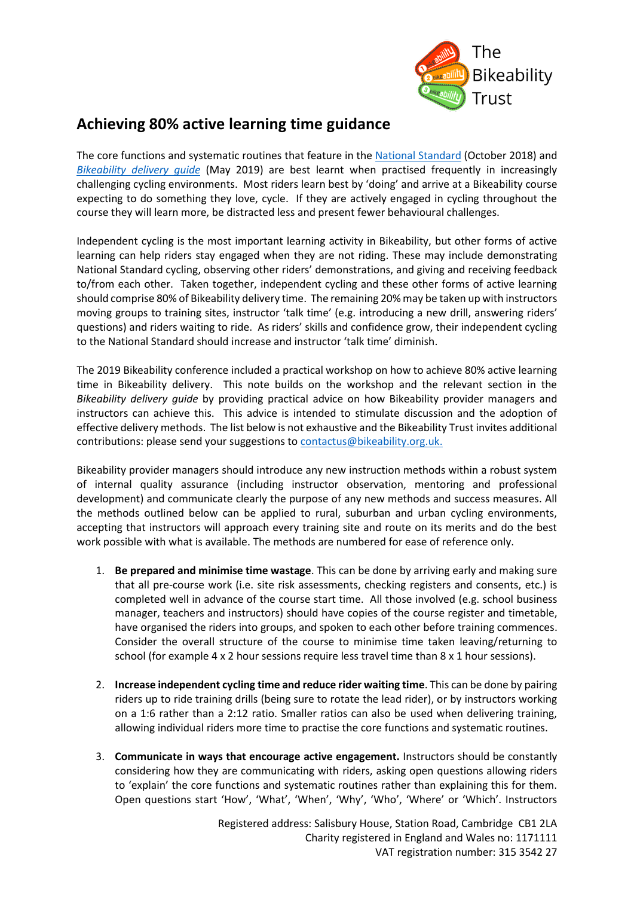The Bikeability Trust

# Achieving 80% active learning time guidance

The core functions and systematic routines that feature in the [National Standard](#) (October 2018) and *[Bikeability delivery guide](#)* (May 2019) are best learnt when practised frequently in increasingly challenging cycling environments. Most riders learn best by 'doing' and arrive at a Bikeability course expecting to do something they love, cycle. If they are actively engaged in cycling throughout the course they will learn more, be distracted less and present fewer behavioural challenges.

Independent cycling is the most important learning activity in Bikeability, but other forms of active learning can help riders stay engaged when they are not riding. These may include demonstrating National Standard cycling, observing other riders' demonstrations, and giving and receiving feedback to/from each other. Taken together, independent cycling and these other forms of active learning should comprise 80% of Bikeability delivery time. The remaining 20% may be taken up with instructors moving groups to training sites, instructor 'talk time' (e.g. introducing a new drill, answering riders' questions) and riders waiting to ride. As riders' skills and confidence grow, their independent cycling to the National Standard should increase and instructor 'talk time' diminish.

The 2019 Bikeability conference included a practical workshop on how to achieve 80% active learning time in Bikeability delivery. This note builds on the workshop and the relevant section in the *Bikeability delivery guide* by providing practical advice on how Bikeability provider managers and instructors can achieve this. This advice is intended to stimulate discussion and the adoption of effective delivery methods. The list below is not exhaustive and the Bikeability Trust invites additional contributions: please send your suggestions to [contactus@bikeability.org.uk.](mailto:contactus@bikeability.org.uk)

Bikeability provider managers should introduce any new instruction methods within a robust system of internal quality assurance (including instructor observation, mentoring and professional development) and communicate clearly the purpose of any new methods and success measures. All the methods outlined below can be applied to rural, suburban and urban cycling environments, accepting that instructors will approach every training site and route on its merits and do the best work possible with what is available. The methods are numbered for ease of reference only.

1. **Be prepared and minimise time wastage**. This can be done by arriving early and making sure that all pre-course work (i.e. site risk assessments, checking registers and consents, etc.) is completed well in advance of the course start time. All those involved (e.g. school business manager, teachers and instructors) should have copies of the course register and timetable, have organised the riders into groups, and spoken to each other before training commences. Consider the overall structure of the course to minimise time taken leaving/returning to school (for example 4 x 2 hour sessions require less travel time than 8 x 1 hour sessions).

2. **Increase independent cycling time and reduce rider waiting time**. This can be done by pairing riders up to ride training drills (being sure to rotate the lead rider), or by instructors working on a 1:6 rather than a 2:12 ratio. Smaller ratios can also be used when delivering training, allowing individual riders more time to practise the core functions and systematic routines.

3. **Communicate in ways that encourage active engagement.** Instructors should be constantly considering how they are communicating with riders, asking open questions allowing riders to 'explain' the core functions and systematic routines rather than explaining this for them. Open questions start 'How', 'What', 'When', 'Why', 'Who', 'Where' or 'Which'. Instructors

Registered address: Salisbury House, Station Road, Cambridge CB1 2LA
Charity registered in England and Wales no: 1171111
VAT registration number: 315 3542 27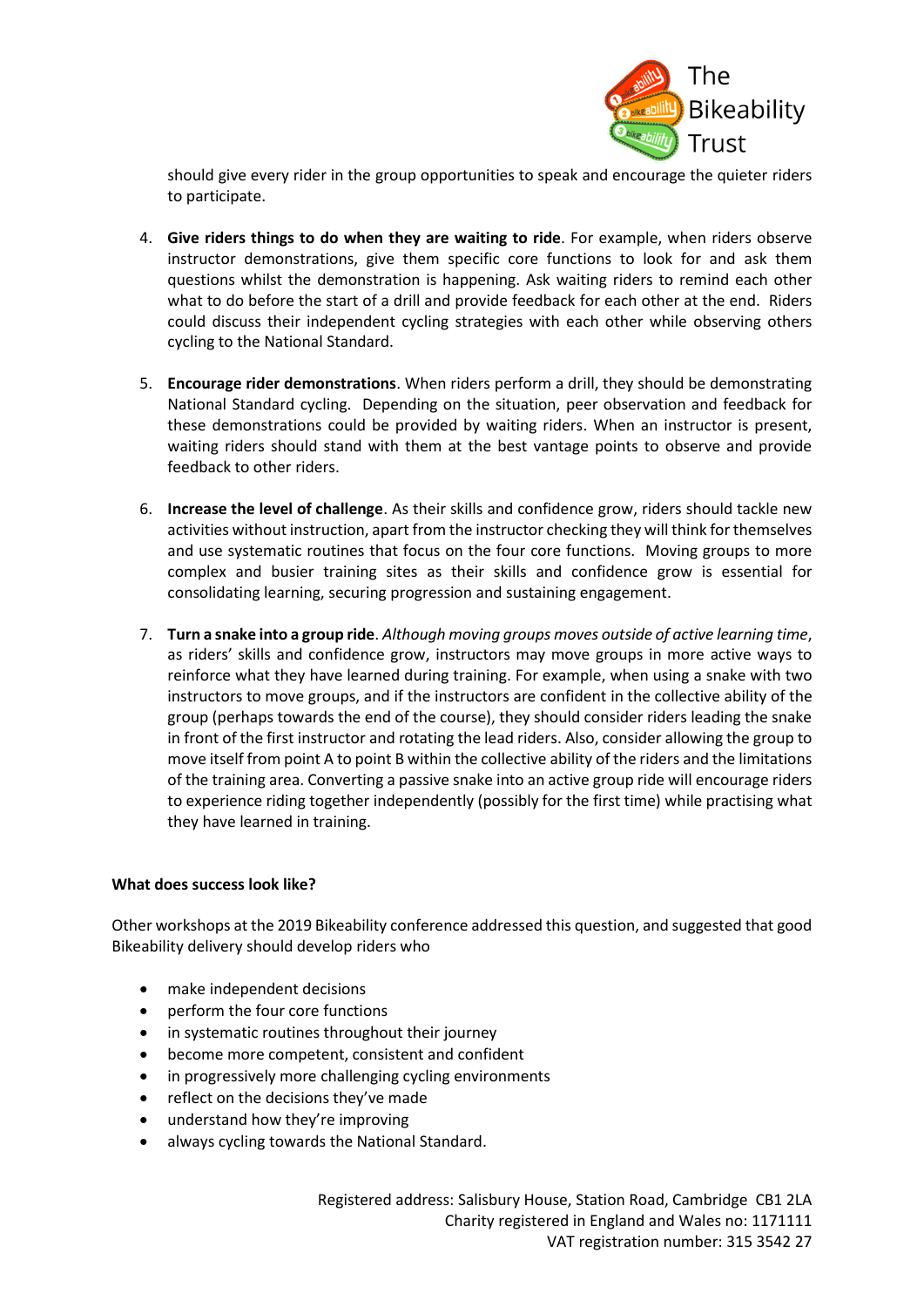should give every rider in the group opportunities to speak and encourage the quieter riders to participate.

4. **Give riders things to do when they are waiting to ride**. For example, when riders observe instructor demonstrations, give them specific core functions to look for and ask them questions whilst the demonstration is happening. Ask waiting riders to remind each other what to do before the start of a drill and provide feedback for each other at the end. Riders could discuss their independent cycling strategies with each other while observing others cycling to the National Standard.

5. **Encourage rider demonstrations**. When riders perform a drill, they should be demonstrating National Standard cycling. Depending on the situation, peer observation and feedback for these demonstrations could be provided by waiting riders. When an instructor is present, waiting riders should stand with them at the best vantage points to observe and provide feedback to other riders.

6. **Increase the level of challenge**. As their skills and confidence grow, riders should tackle new activities without instruction, apart from the instructor checking they will think for themselves and use systematic routines that focus on the four core functions. Moving groups to more complex and busier training sites as their skills and confidence grow is essential for consolidating learning, securing progression and sustaining engagement.

7. **Turn a snake into a group ride**. *Although moving groups moves outside of active learning time*, as riders' skills and confidence grow, instructors may move groups in more active ways to reinforce what they have learned during training. For example, when using a snake with two instructors to move groups, and if the instructors are confident in the collective ability of the group (perhaps towards the end of the course), they should consider riders leading the snake in front of the first instructor and rotating the lead riders. Also, consider allowing the group to move itself from point A to point B within the collective ability of the riders and the limitations of the training area. Converting a passive snake into an active group ride will encourage riders to experience riding together independently (possibly for the first time) while practising what they have learned in training.

**What does success look like?**

Other workshops at the 2019 Bikeability conference addressed this question, and suggested that good Bikeability delivery should develop riders who

- make independent decisions
- perform the four core functions
- in systematic routines throughout their journey
- become more competent, consistent and confident
- in progressively more challenging cycling environments
- reflect on the decisions they've made
- understand how they're improving
- always cycling towards the National Standard.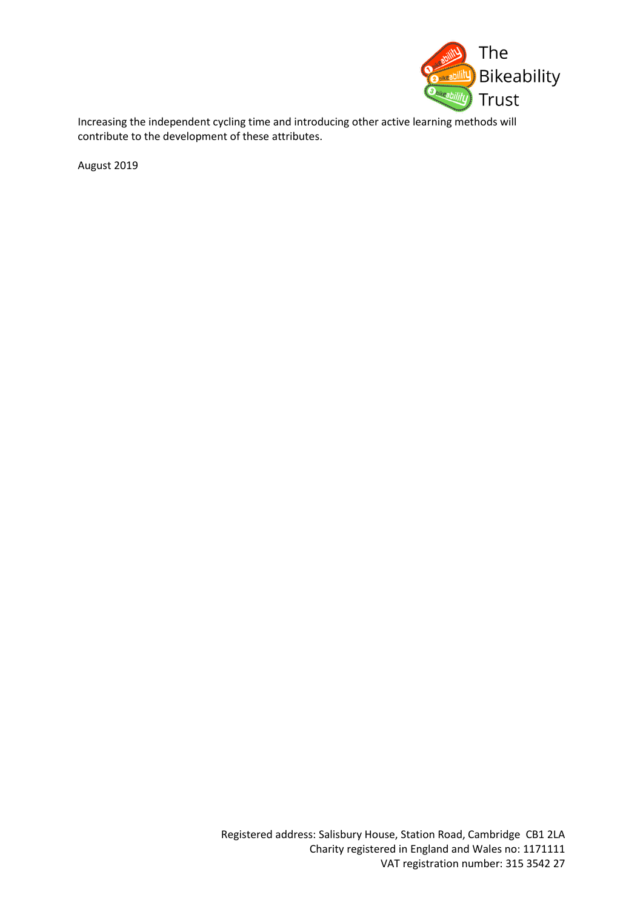Increasing the independent cycling time and introducing other active learning methods will contribute to the development of these attributes.

August 2019